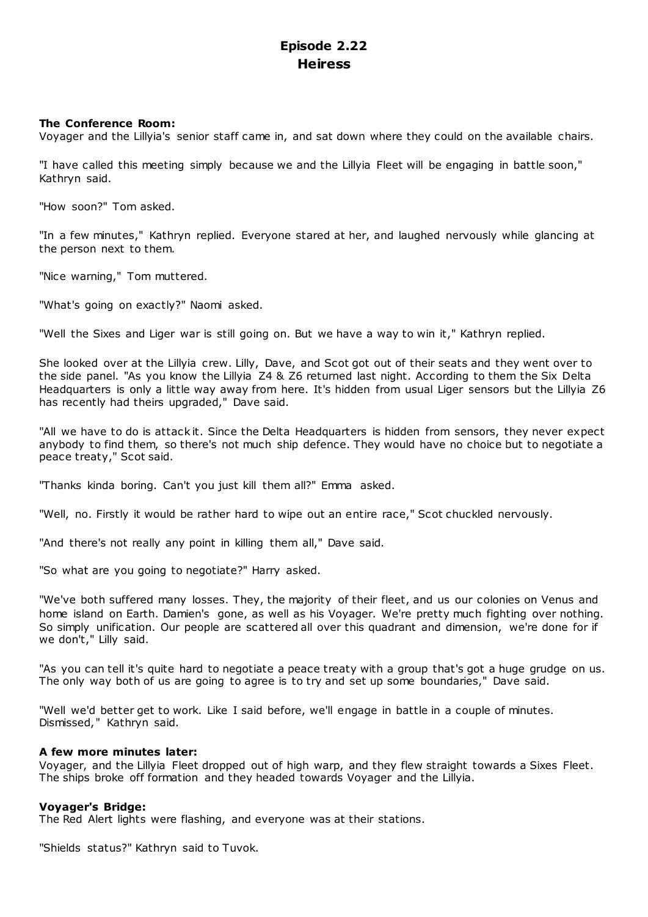# Episode 2.22
## Heiress

**The Conference Room:**
Voyager and the Lillyia's senior staff came in, and sat down where they could on the available chairs.

"I have called this meeting simply because we and the Lillyia Fleet will be engaging in battle soon," Kathryn said.

"How soon?" Tom asked.

"In a few minutes," Kathryn replied. Everyone stared at her, and laughed nervously while glancing at the person next to them.

"Nice warning," Tom muttered.

"What's going on exactly?" Naomi asked.

"Well the Sixes and Liger war is still going on. But we have a way to win it," Kathryn replied.

She looked over at the Lillyia crew. Lilly, Dave, and Scot got out of their seats and they went over to the side panel. "As you know the Lillyia Z4 & Z6 returned last night. According to them the Six Delta Headquarters is only a little way away from here. It's hidden from usual Liger sensors but the Lillyia Z6 has recently had theirs upgraded," Dave said.

"All we have to do is attack it. Since the Delta Headquarters is hidden from sensors, they never expect anybody to find them, so there's not much ship defence. They would have no choice but to negotiate a peace treaty," Scot said.

"Thanks kinda boring. Can't you just kill them all?" Emma asked.

"Well, no. Firstly it would be rather hard to wipe out an entire race," Scot chuckled nervously.

"And there's not really any point in killing them all," Dave said.

"So what are you going to negotiate?" Harry asked.

"We've both suffered many losses. They, the majority of their fleet, and us our colonies on Venus and home island on Earth. Damien's gone, as well as his Voyager. We're pretty much fighting over nothing. So simply unification. Our people are scattered all over this quadrant and dimension, we're done for if we don't," Lilly said.

"As you can tell it's quite hard to negotiate a peace treaty with a group that's got a huge grudge on us. The only way both of us are going to agree is to try and set up some boundaries," Dave said.

"Well we'd better get to work. Like I said before, we'll engage in battle in a couple of minutes. Dismissed," Kathryn said.

**A few more minutes later:**
Voyager, and the Lillyia Fleet dropped out of high warp, and they flew straight towards a Sixes Fleet. The ships broke off formation and they headed towards Voyager and the Lillyia.

**Voyager's Bridge:**
The Red Alert lights were flashing, and everyone was at their stations.

"Shields status?" Kathryn said to Tuvok.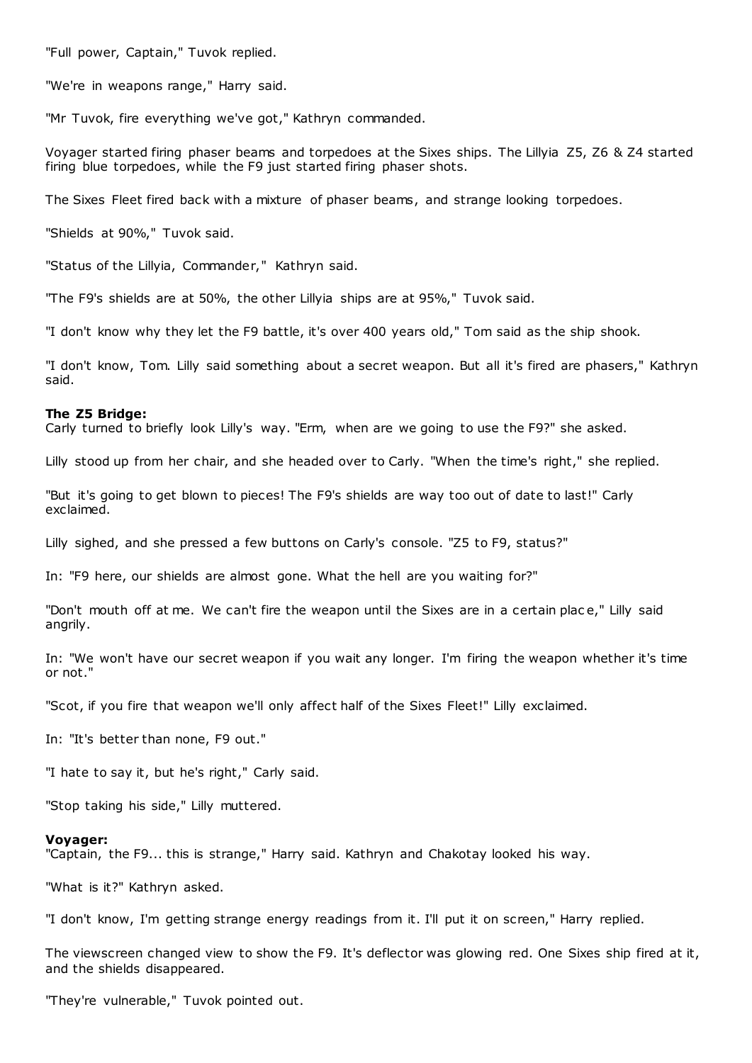"Full power, Captain," Tuvok replied.

"We're in weapons range," Harry said.

"Mr Tuvok, fire everything we've got," Kathryn commanded.

Voyager started firing phaser beams and torpedoes at the Sixes ships. The Lillyia Z5, Z6 & Z4 started firing blue torpedoes, while the F9 just started firing phaser shots.

The Sixes Fleet fired back with a mixture of phaser beams, and strange looking torpedoes.

"Shields at 90%," Tuvok said.

"Status of the Lillyia, Commander," Kathryn said.

"The F9's shields are at 50%, the other Lillyia ships are at 95%," Tuvok said.

"I don't know why they let the F9 battle, it's over 400 years old," Tom said as the ship shook.

"I don't know, Tom. Lilly said something about a secret weapon. But all it's fired are phasers," Kathryn said.

**The Z5 Bridge:**
Carly turned to briefly look Lilly's way. "Erm, when are we going to use the F9?" she asked.

Lilly stood up from her chair, and she headed over to Carly. "When the time's right," she replied.

"But it's going to get blown to pieces! The F9's shields are way too out of date to last!" Carly exclaimed.

Lilly sighed, and she pressed a few buttons on Carly's console. "Z5 to F9, status?"

In: "F9 here, our shields are almost gone. What the hell are you waiting for?"

"Don't mouth off at me. We can't fire the weapon until the Sixes are in a certain place," Lilly said angrily.

In: "We won't have our secret weapon if you wait any longer. I'm firing the weapon whether it's time or not."

"Scot, if you fire that weapon we'll only affect half of the Sixes Fleet!" Lilly exclaimed.

In: "It's better than none, F9 out."

"I hate to say it, but he's right," Carly said.

"Stop taking his side," Lilly muttered.

**Voyager:**
"Captain, the F9... this is strange," Harry said. Kathryn and Chakotay looked his way.

"What is it?" Kathryn asked.

"I don't know, I'm getting strange energy readings from it. I'll put it on screen," Harry replied.

The viewscreen changed view to show the F9. It's deflector was glowing red. One Sixes ship fired at it, and the shields disappeared.

"They're vulnerable," Tuvok pointed out.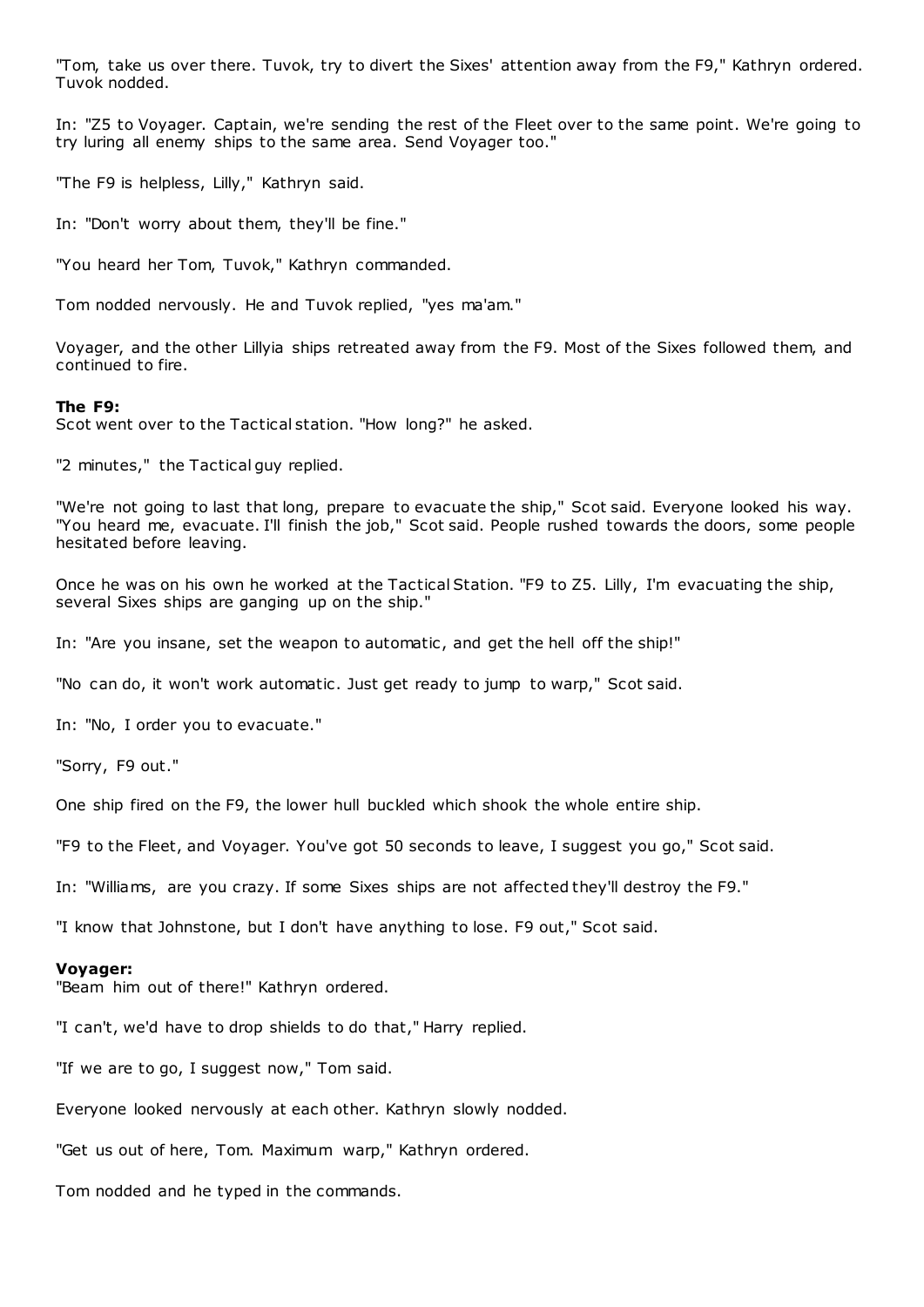"Tom, take us over there. Tuvok, try to divert the Sixes' attention away from the F9," Kathryn ordered. Tuvok nodded.

In: "Z5 to Voyager. Captain, we're sending the rest of the Fleet over to the same point. We're going to try luring all enemy ships to the same area. Send Voyager too."

"The F9 is helpless, Lilly," Kathryn said.

In: "Don't worry about them, they'll be fine."

"You heard her Tom, Tuvok," Kathryn commanded.

Tom nodded nervously. He and Tuvok replied, "yes ma'am."

Voyager, and the other Lillyia ships retreated away from the F9. Most of the Sixes followed them, and continued to fire.

**The F9:**
Scot went over to the Tactical station. "How long?" he asked.

"2 minutes," the Tactical guy replied.

"We're not going to last that long, prepare to evacuate the ship," Scot said. Everyone looked his way. "You heard me, evacuate. I'll finish the job," Scot said. People rushed towards the doors, some people hesitated before leaving.

Once he was on his own he worked at the Tactical Station. "F9 to Z5. Lilly, I'm evacuating the ship, several Sixes ships are ganging up on the ship."

In: "Are you insane, set the weapon to automatic, and get the hell off the ship!"

"No can do, it won't work automatic. Just get ready to jump to warp," Scot said.

In: "No, I order you to evacuate."

"Sorry, F9 out."

One ship fired on the F9, the lower hull buckled which shook the whole entire ship.

"F9 to the Fleet, and Voyager. You've got 50 seconds to leave, I suggest you go," Scot said.

In: "Williams, are you crazy. If some Sixes ships are not affected they'll destroy the F9."

"I know that Johnstone, but I don't have anything to lose. F9 out," Scot said.

**Voyager:**
"Beam him out of there!" Kathryn ordered.

"I can't, we'd have to drop shields to do that," Harry replied.

"If we are to go, I suggest now," Tom said.

Everyone looked nervously at each other. Kathryn slowly nodded.

"Get us out of here, Tom. Maximum warp," Kathryn ordered.

Tom nodded and he typed in the commands.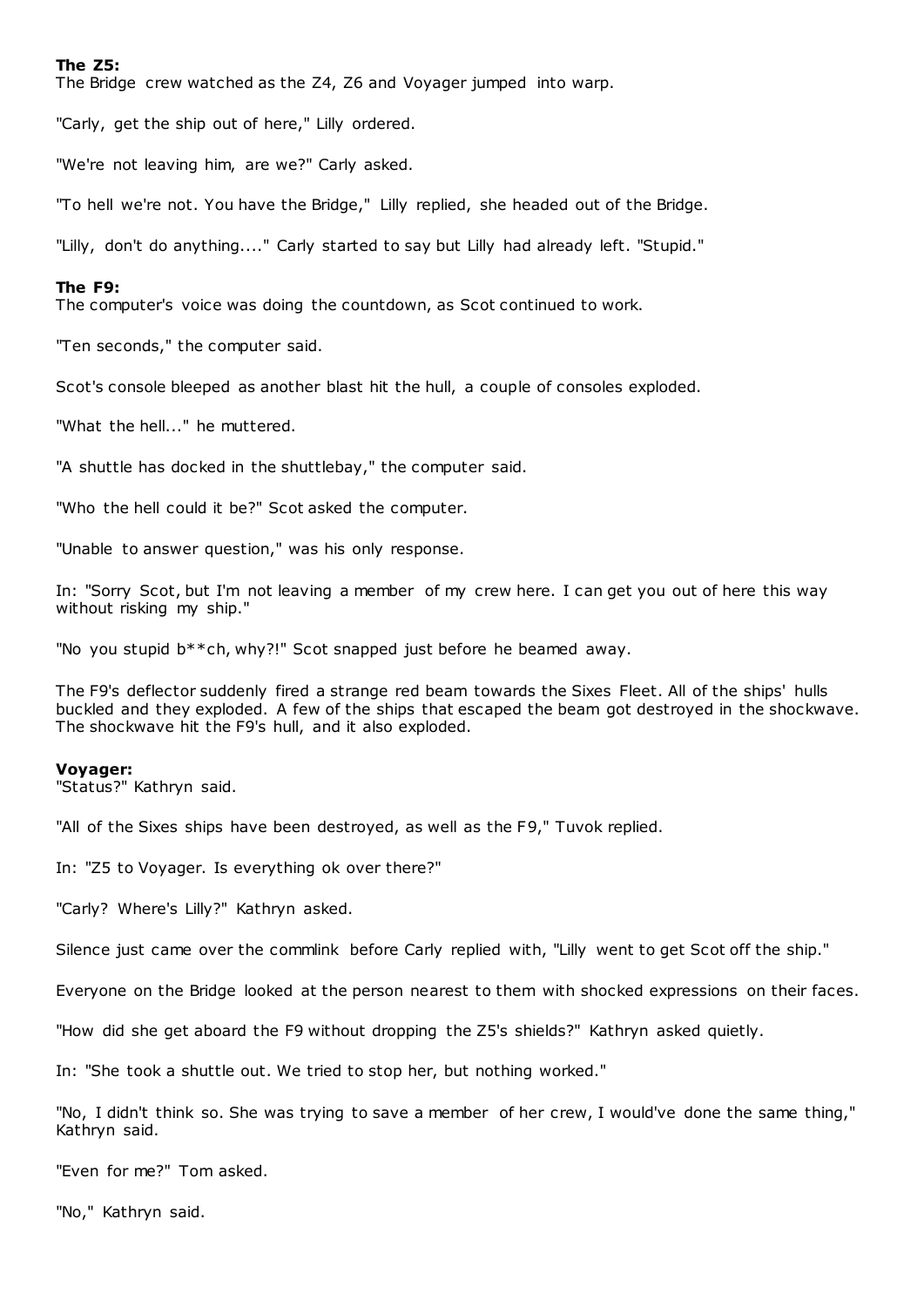**The Z5:**

The Bridge crew watched as the Z4, Z6 and Voyager jumped into warp.

"Carly, get the ship out of here," Lilly ordered.

"We're not leaving him, are we?" Carly asked.

"To hell we're not. You have the Bridge," Lilly replied, she headed out of the Bridge.

"Lilly, don't do anything...." Carly started to say but Lilly had already left. "Stupid."

**The F9:**

The computer's voice was doing the countdown, as Scot continued to work.

"Ten seconds," the computer said.

Scot's console bleeped as another blast hit the hull, a couple of consoles exploded.

"What the hell..." he muttered.

"A shuttle has docked in the shuttlebay," the computer said.

"Who the hell could it be?" Scot asked the computer.

"Unable to answer question," was his only response.

In: "Sorry Scot, but I'm not leaving a member of my crew here. I can get you out of here this way without risking my ship."

"No you stupid b**ch, why?!" Scot snapped just before he beamed away.

The F9's deflector suddenly fired a strange red beam towards the Sixes Fleet. All of the ships' hulls buckled and they exploded. A few of the ships that escaped the beam got destroyed in the shockwave. The shockwave hit the F9's hull, and it also exploded.

**Voyager:**

"Status?" Kathryn said.

"All of the Sixes ships have been destroyed, as well as the F9," Tuvok replied.

In: "Z5 to Voyager. Is everything ok over there?"

"Carly? Where's Lilly?" Kathryn asked.

Silence just came over the commlink before Carly replied with, "Lilly went to get Scot off the ship."

Everyone on the Bridge looked at the person nearest to them with shocked expressions on their faces.

"How did she get aboard the F9 without dropping the Z5's shields?" Kathryn asked quietly.

In: "She took a shuttle out. We tried to stop her, but nothing worked."

"No, I didn't think so. She was trying to save a member of her crew, I would've done the same thing," Kathryn said.

"Even for me?" Tom asked.

"No," Kathryn said.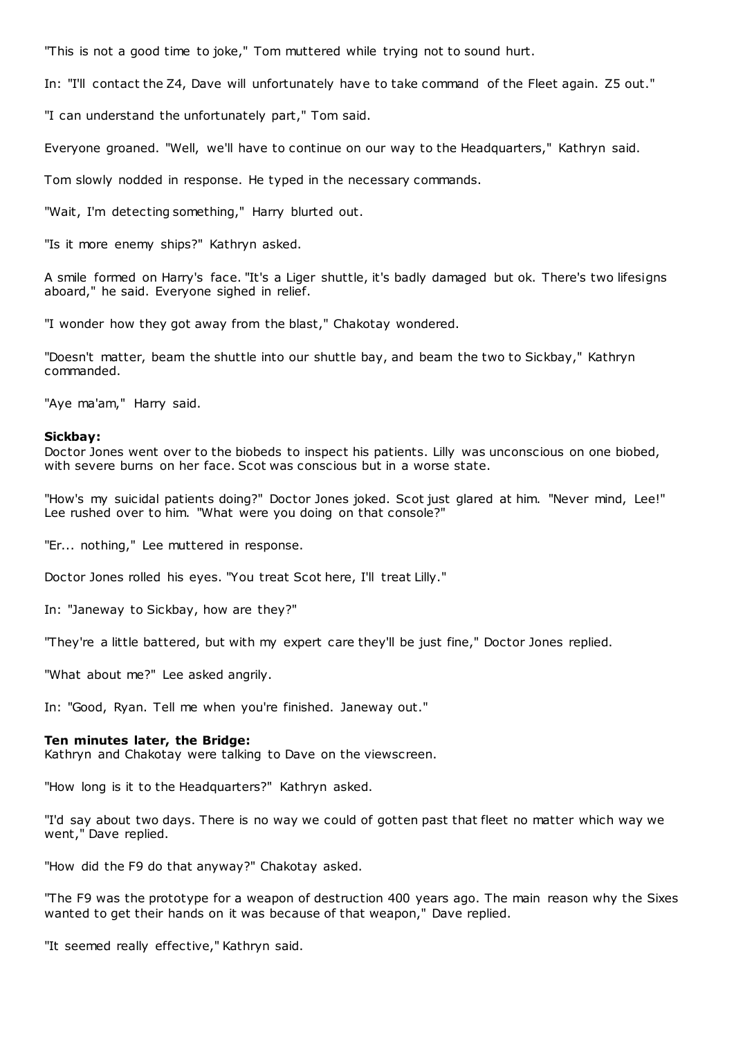"This is not a good time to joke," Tom muttered while trying not to sound hurt.

In: "I'll contact the Z4, Dave will unfortunately have to take command of the Fleet again. Z5 out."

"I can understand the unfortunately part," Tom said.

Everyone groaned. "Well, we'll have to continue on our way to the Headquarters," Kathryn said.

Tom slowly nodded in response. He typed in the necessary commands.

"Wait, I'm detecting something," Harry blurted out.

"Is it more enemy ships?" Kathryn asked.

A smile formed on Harry's face. "It's a Liger shuttle, it's badly damaged but ok. There's two lifesigns aboard," he said. Everyone sighed in relief.

"I wonder how they got away from the blast," Chakotay wondered.

"Doesn't matter, beam the shuttle into our shuttle bay, and beam the two to Sickbay," Kathryn commanded.

"Aye ma'am," Harry said.

**Sickbay:**
Doctor Jones went over to the biobeds to inspect his patients. Lilly was unconscious on one biobed, with severe burns on her face. Scot was conscious but in a worse state.

"How's my suicidal patients doing?" Doctor Jones joked. Scot just glared at him. "Never mind, Lee!" Lee rushed over to him. "What were you doing on that console?"

"Er... nothing," Lee muttered in response.

Doctor Jones rolled his eyes. "You treat Scot here, I'll treat Lilly."

In: "Janeway to Sickbay, how are they?"

"They're a little battered, but with my expert care they'll be just fine," Doctor Jones replied.

"What about me?" Lee asked angrily.

In: "Good, Ryan. Tell me when you're finished. Janeway out."

**Ten minutes later, the Bridge:**
Kathryn and Chakotay were talking to Dave on the viewscreen.

"How long is it to the Headquarters?" Kathryn asked.

"I'd say about two days. There is no way we could of gotten past that fleet no matter which way we went," Dave replied.

"How did the F9 do that anyway?" Chakotay asked.

"The F9 was the prototype for a weapon of destruction 400 years ago. The main reason why the Sixes wanted to get their hands on it was because of that weapon," Dave replied.

"It seemed really effective," Kathryn said.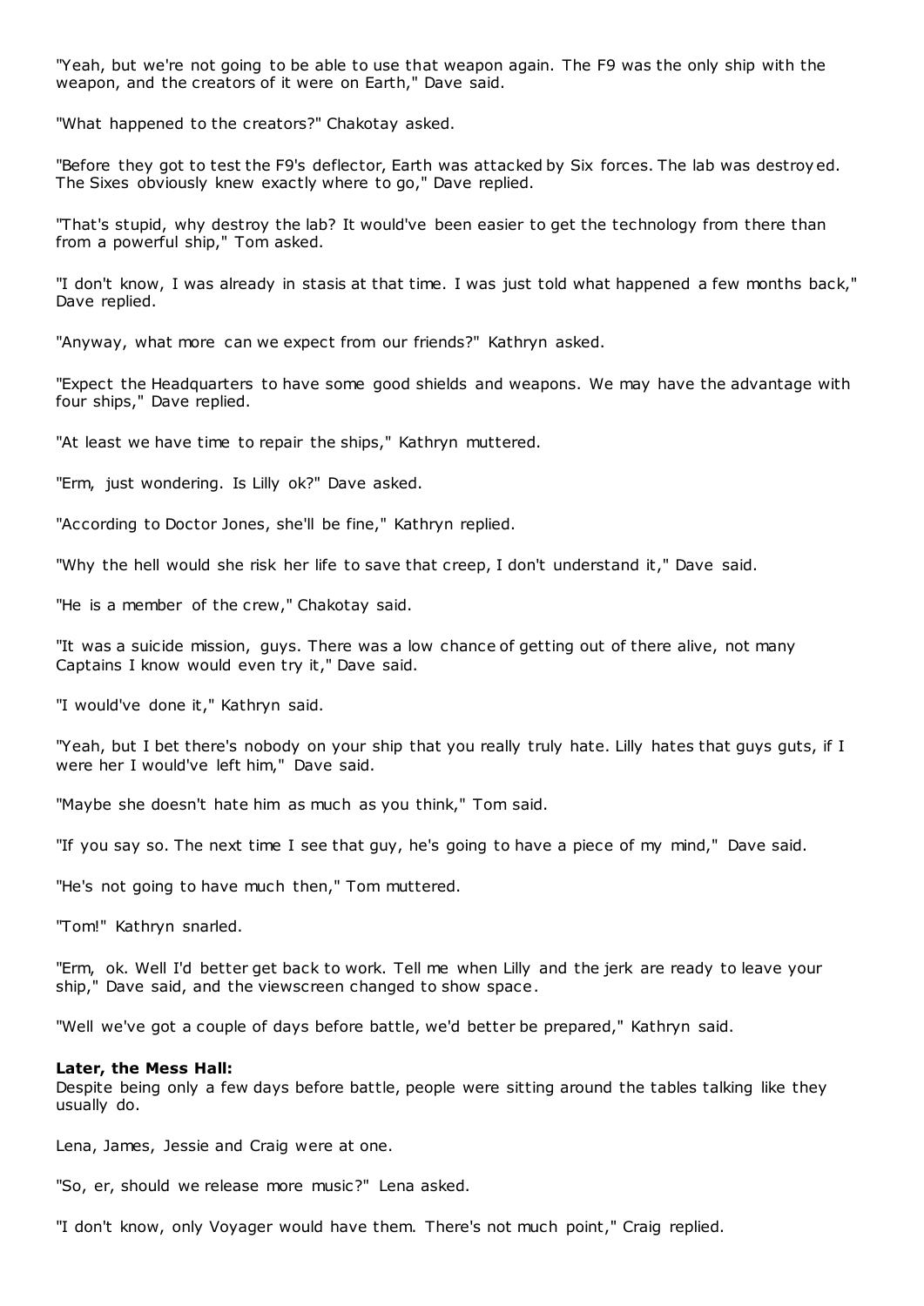"Yeah, but we're not going to be able to use that weapon again. The F9 was the only ship with the weapon, and the creators of it were on Earth," Dave said.

"What happened to the creators?" Chakotay asked.

"Before they got to test the F9's deflector, Earth was attacked by Six forces. The lab was destroyed. The Sixes obviously knew exactly where to go," Dave replied.

"That's stupid, why destroy the lab? It would've been easier to get the technology from there than from a powerful ship," Tom asked.

"I don't know, I was already in stasis at that time. I was just told what happened a few months back," Dave replied.

"Anyway, what more can we expect from our friends?" Kathryn asked.

"Expect the Headquarters to have some good shields and weapons. We may have the advantage with four ships," Dave replied.

"At least we have time to repair the ships," Kathryn muttered.

"Erm, just wondering. Is Lilly ok?" Dave asked.

"According to Doctor Jones, she'll be fine," Kathryn replied.

"Why the hell would she risk her life to save that creep, I don't understand it," Dave said.

"He is a member of the crew," Chakotay said.

"It was a suicide mission, guys. There was a low chance of getting out of there alive, not many Captains I know would even try it," Dave said.

"I would've done it," Kathryn said.

"Yeah, but I bet there's nobody on your ship that you really truly hate. Lilly hates that guys guts, if I were her I would've left him," Dave said.

"Maybe she doesn't hate him as much as you think," Tom said.

"If you say so. The next time I see that guy, he's going to have a piece of my mind," Dave said.

"He's not going to have much then," Tom muttered.

"Tom!" Kathryn snarled.

"Erm, ok. Well I'd better get back to work. Tell me when Lilly and the jerk are ready to leave your ship," Dave said, and the viewscreen changed to show space.

"Well we've got a couple of days before battle, we'd better be prepared," Kathryn said.

**Later, the Mess Hall:**
Despite being only a few days before battle, people were sitting around the tables talking like they usually do.

Lena, James, Jessie and Craig were at one.

"So, er, should we release more music?" Lena asked.

"I don't know, only Voyager would have them. There's not much point," Craig replied.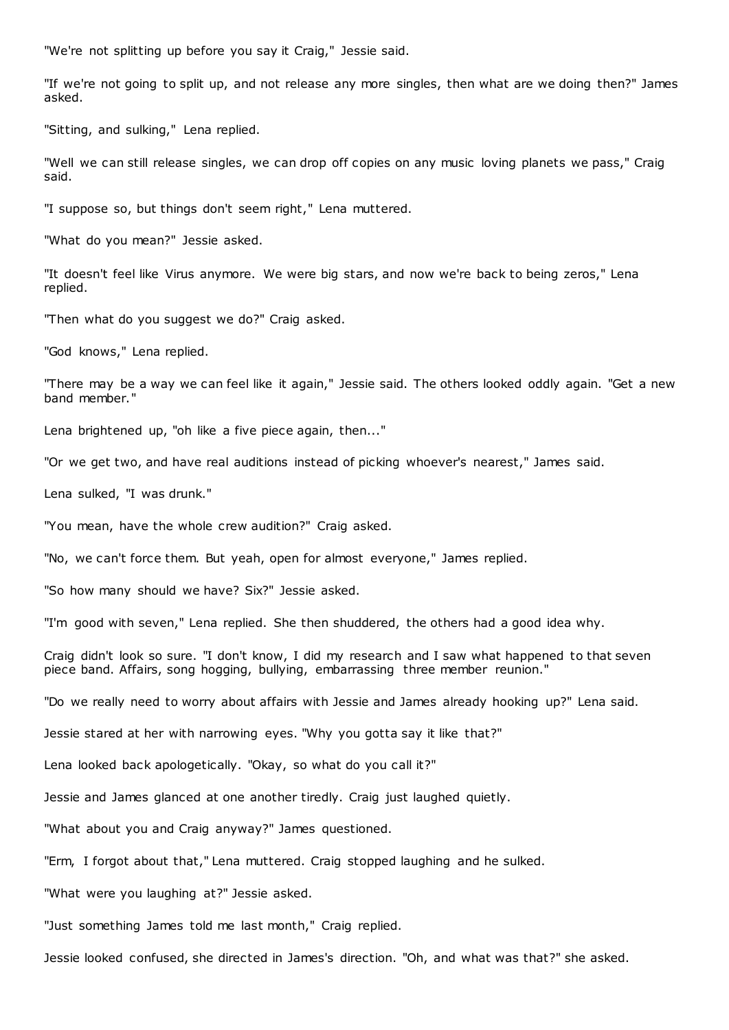"We're not splitting up before you say it Craig," Jessie said.

"If we're not going to split up, and not release any more singles, then what are we doing then?" James asked.

"Sitting, and sulking," Lena replied.

"Well we can still release singles, we can drop off copies on any music loving planets we pass," Craig said.

"I suppose so, but things don't seem right," Lena muttered.

"What do you mean?" Jessie asked.

"It doesn't feel like Virus anymore. We were big stars, and now we're back to being zeros," Lena replied.

"Then what do you suggest we do?" Craig asked.

"God knows," Lena replied.

"There may be a way we can feel like it again," Jessie said. The others looked oddly again. "Get a new band member."

Lena brightened up, "oh like a five piece again, then..."

"Or we get two, and have real auditions instead of picking whoever's nearest," James said.

Lena sulked, "I was drunk."

"You mean, have the whole crew audition?" Craig asked.

"No, we can't force them. But yeah, open for almost everyone," James replied.

"So how many should we have? Six?" Jessie asked.

"I'm good with seven," Lena replied. She then shuddered, the others had a good idea why.

Craig didn't look so sure. "I don't know, I did my research and I saw what happened to that seven piece band. Affairs, song hogging, bullying, embarrassing three member reunion."

"Do we really need to worry about affairs with Jessie and James already hooking up?" Lena said.

Jessie stared at her with narrowing eyes. "Why you gotta say it like that?"

Lena looked back apologetically. "Okay, so what do you call it?"

Jessie and James glanced at one another tiredly. Craig just laughed quietly.

"What about you and Craig anyway?" James questioned.

"Erm, I forgot about that," Lena muttered. Craig stopped laughing and he sulked.

"What were you laughing at?" Jessie asked.

"Just something James told me last month," Craig replied.

Jessie looked confused, she directed in James's direction. "Oh, and what was that?" she asked.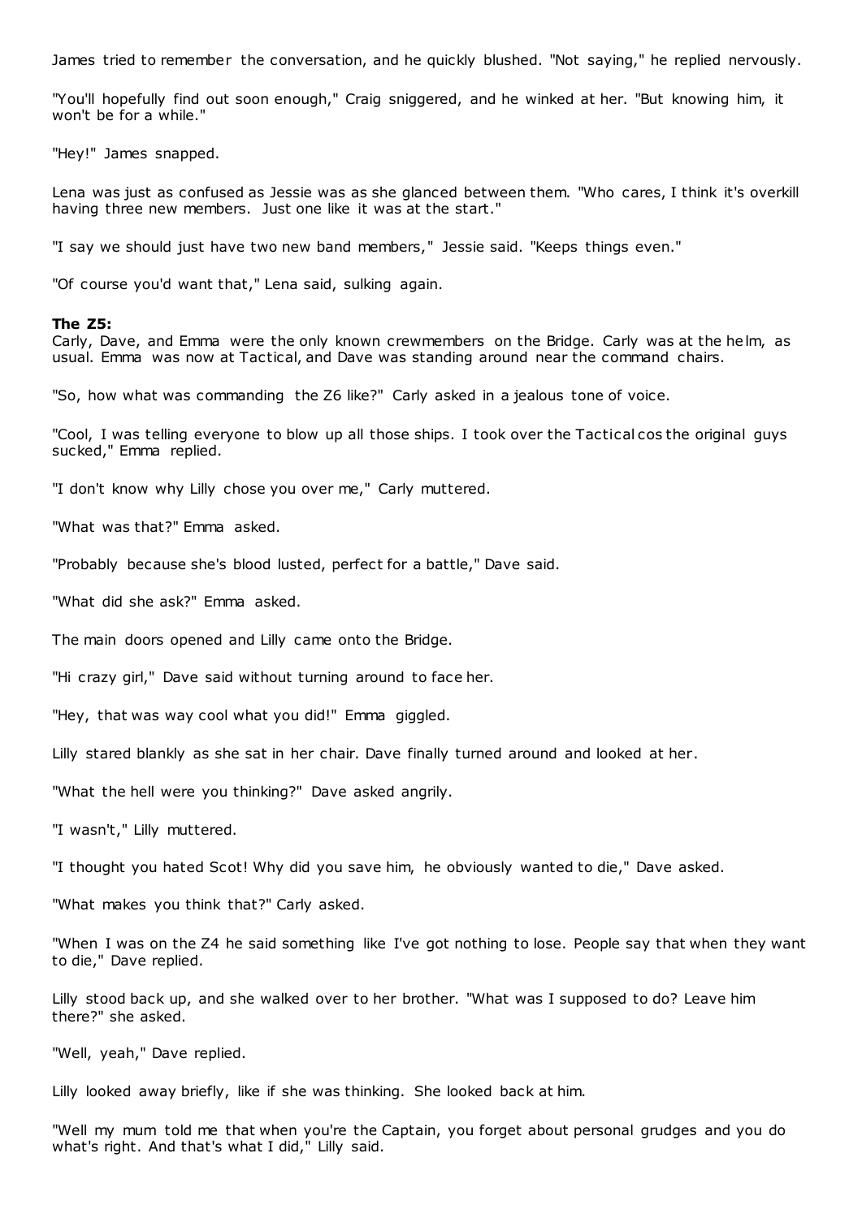James tried to remember the conversation, and he quickly blushed. "Not saying," he replied nervously.

"You'll hopefully find out soon enough," Craig sniggered, and he winked at her. "But knowing him, it won't be for a while."

"Hey!" James snapped.

Lena was just as confused as Jessie was as she glanced between them. "Who cares, I think it's overkill having three new members. Just one like it was at the start."

"I say we should just have two new band members," Jessie said. "Keeps things even."

"Of course you'd want that," Lena said, sulking again.

**The Z5:**
Carly, Dave, and Emma were the only known crewmembers on the Bridge. Carly was at the helm, as usual. Emma was now at Tactical, and Dave was standing around near the command chairs.

"So, how what was commanding the Z6 like?" Carly asked in a jealous tone of voice.

"Cool, I was telling everyone to blow up all those ships. I took over the Tactical cos the original guys sucked," Emma replied.

"I don't know why Lilly chose you over me," Carly muttered.

"What was that?" Emma asked.

"Probably because she's blood lusted, perfect for a battle," Dave said.

"What did she ask?" Emma asked.

The main doors opened and Lilly came onto the Bridge.

"Hi crazy girl," Dave said without turning around to face her.

"Hey, that was way cool what you did!" Emma giggled.

Lilly stared blankly as she sat in her chair. Dave finally turned around and looked at her.

"What the hell were you thinking?" Dave asked angrily.

"I wasn't," Lilly muttered.

"I thought you hated Scot! Why did you save him, he obviously wanted to die," Dave asked.

"What makes you think that?" Carly asked.

"When I was on the Z4 he said something like I've got nothing to lose. People say that when they want to die," Dave replied.

Lilly stood back up, and she walked over to her brother. "What was I supposed to do? Leave him there?" she asked.

"Well, yeah," Dave replied.

Lilly looked away briefly, like if she was thinking. She looked back at him.

"Well my mum told me that when you're the Captain, you forget about personal grudges and you do what's right. And that's what I did," Lilly said.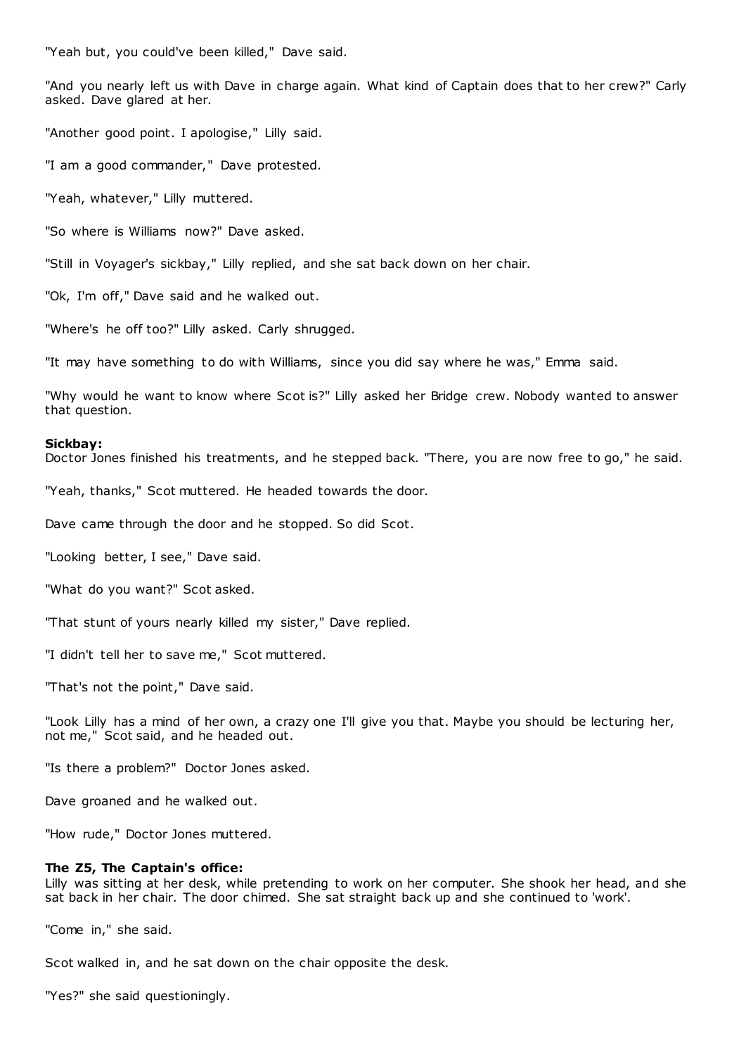"Yeah but, you could've been killed," Dave said.

"And you nearly left us with Dave in charge again. What kind of Captain does that to her crew?" Carly asked. Dave glared at her.

"Another good point. I apologise," Lilly said.

"I am a good commander," Dave protested.

"Yeah, whatever," Lilly muttered.

"So where is Williams now?" Dave asked.

"Still in Voyager's sickbay," Lilly replied, and she sat back down on her chair.

"Ok, I'm off," Dave said and he walked out.

"Where's he off too?" Lilly asked. Carly shrugged.

"It may have something to do with Williams, since you did say where he was," Emma said.

"Why would he want to know where Scot is?" Lilly asked her Bridge crew. Nobody wanted to answer that question.

**Sickbay:**
Doctor Jones finished his treatments, and he stepped back. "There, you are now free to go," he said.

"Yeah, thanks," Scot muttered. He headed towards the door.

Dave came through the door and he stopped. So did Scot.

"Looking better, I see," Dave said.

"What do you want?" Scot asked.

"That stunt of yours nearly killed my sister," Dave replied.

"I didn't tell her to save me," Scot muttered.

"That's not the point," Dave said.

"Look Lilly has a mind of her own, a crazy one I'll give you that. Maybe you should be lecturing her, not me," Scot said, and he headed out.

"Is there a problem?" Doctor Jones asked.

Dave groaned and he walked out.

"How rude," Doctor Jones muttered.

**The Z5, The Captain's office:**
Lilly was sitting at her desk, while pretending to work on her computer. She shook her head, and she sat back in her chair. The door chimed. She sat straight back up and she continued to 'work'.

"Come in," she said.

Scot walked in, and he sat down on the chair opposite the desk.

"Yes?" she said questioningly.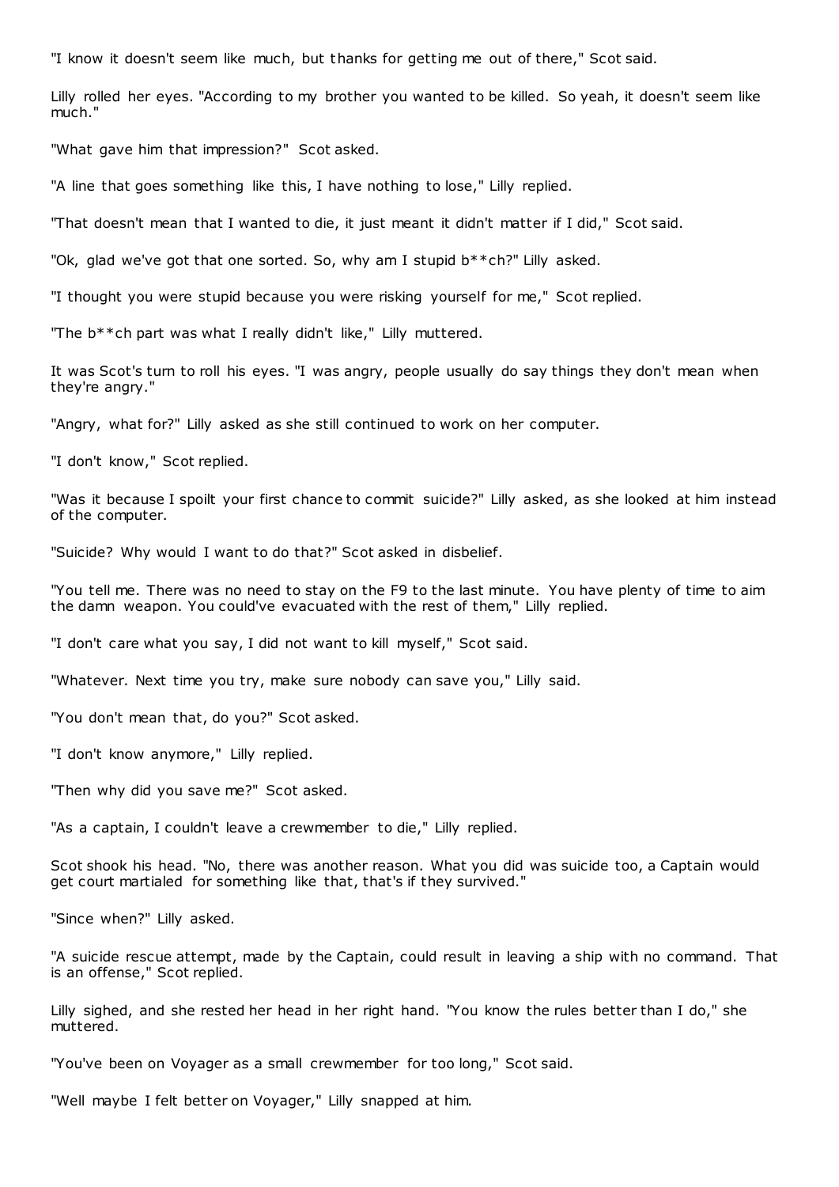"I know it doesn't seem like much, but thanks for getting me out of there," Scot said.

Lilly rolled her eyes. "According to my brother you wanted to be killed. So yeah, it doesn't seem like much."

"What gave him that impression?" Scot asked.

"A line that goes something like this, I have nothing to lose," Lilly replied.

"That doesn't mean that I wanted to die, it just meant it didn't matter if I did," Scot said.

"Ok, glad we've got that one sorted. So, why am I stupid b**ch?" Lilly asked.

"I thought you were stupid because you were risking yourself for me," Scot replied.

"The b**ch part was what I really didn't like," Lilly muttered.

It was Scot's turn to roll his eyes. "I was angry, people usually do say things they don't mean when they're angry."

"Angry, what for?" Lilly asked as she still continued to work on her computer.

"I don't know," Scot replied.

"Was it because I spoilt your first chance to commit suicide?" Lilly asked, as she looked at him instead of the computer.

"Suicide? Why would I want to do that?" Scot asked in disbelief.

"You tell me. There was no need to stay on the F9 to the last minute. You have plenty of time to aim the damn weapon. You could've evacuated with the rest of them," Lilly replied.

"I don't care what you say, I did not want to kill myself," Scot said.

"Whatever. Next time you try, make sure nobody can save you," Lilly said.

"You don't mean that, do you?" Scot asked.

"I don't know anymore," Lilly replied.

"Then why did you save me?" Scot asked.

"As a captain, I couldn't leave a crewmember to die," Lilly replied.

Scot shook his head. "No, there was another reason. What you did was suicide too, a Captain would get court martialed for something like that, that's if they survived."

"Since when?" Lilly asked.

"A suicide rescue attempt, made by the Captain, could result in leaving a ship with no command. That is an offense," Scot replied.

Lilly sighed, and she rested her head in her right hand. "You know the rules better than I do," she muttered.

"You've been on Voyager as a small crewmember for too long," Scot said.

"Well maybe I felt better on Voyager," Lilly snapped at him.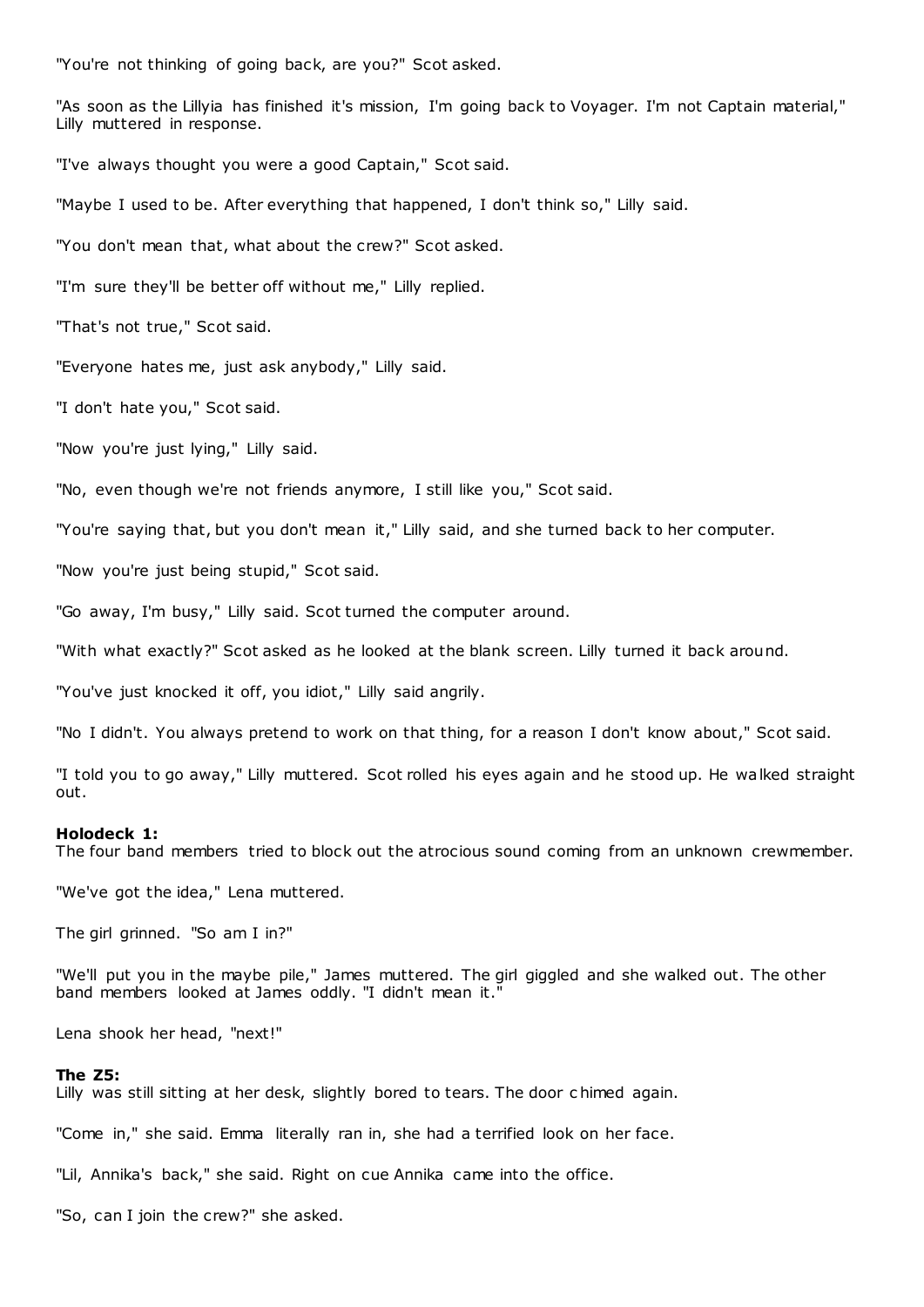"You're not thinking of going back, are you?" Scot asked.

"As soon as the Lillyia has finished it's mission, I'm going back to Voyager. I'm not Captain material," Lilly muttered in response.

"I've always thought you were a good Captain," Scot said.

"Maybe I used to be. After everything that happened, I don't think so," Lilly said.

"You don't mean that, what about the crew?" Scot asked.

"I'm sure they'll be better off without me," Lilly replied.

"That's not true," Scot said.

"Everyone hates me, just ask anybody," Lilly said.

"I don't hate you," Scot said.

"Now you're just lying," Lilly said.

"No, even though we're not friends anymore, I still like you," Scot said.

"You're saying that, but you don't mean it," Lilly said, and she turned back to her computer.

"Now you're just being stupid," Scot said.

"Go away, I'm busy," Lilly said. Scot turned the computer around.

"With what exactly?" Scot asked as he looked at the blank screen. Lilly turned it back around.

"You've just knocked it off, you idiot," Lilly said angrily.

"No I didn't. You always pretend to work on that thing, for a reason I don't know about," Scot said.

"I told you to go away," Lilly muttered. Scot rolled his eyes again and he stood up. He walked straight out.

**Holodeck 1:**
The four band members tried to block out the atrocious sound coming from an unknown crewmember.

"We've got the idea," Lena muttered.

The girl grinned. "So am I in?"

"We'll put you in the maybe pile," James muttered. The girl giggled and she walked out. The other band members looked at James oddly. "I didn't mean it."

Lena shook her head, "next!"

**The Z5:**
Lilly was still sitting at her desk, slightly bored to tears. The door chimed again.

"Come in," she said. Emma literally ran in, she had a terrified look on her face.

"Lil, Annika's back," she said. Right on cue Annika came into the office.

"So, can I join the crew?" she asked.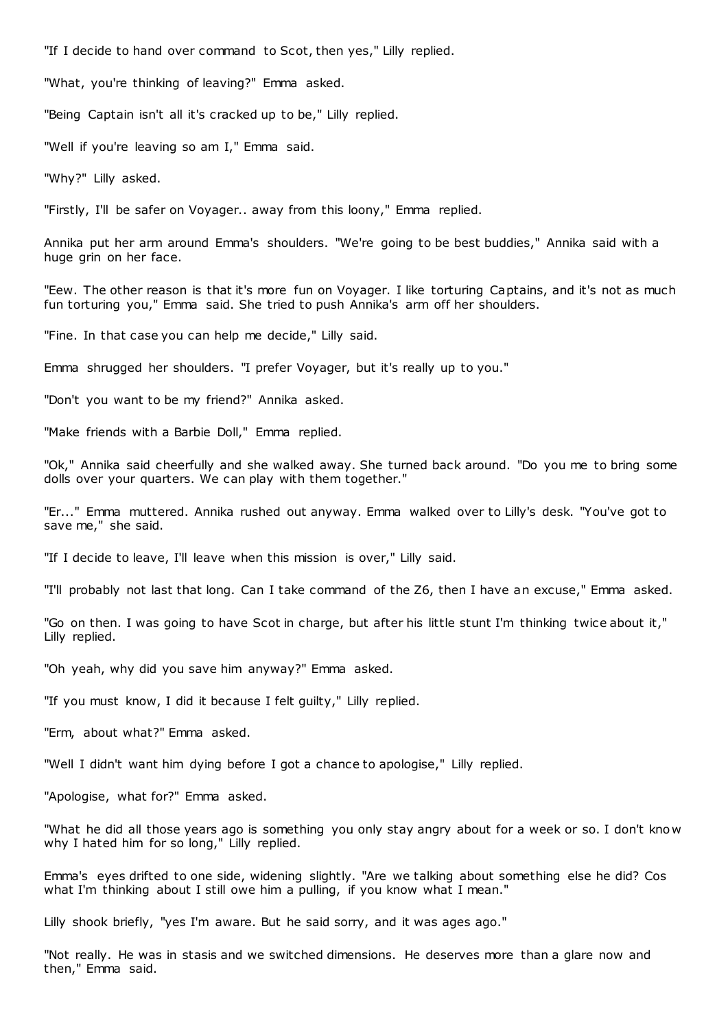"If I decide to hand over command to Scot, then yes," Lilly replied.

"What, you're thinking of leaving?" Emma asked.

"Being Captain isn't all it's cracked up to be," Lilly replied.

"Well if you're leaving so am I," Emma said.

"Why?" Lilly asked.

"Firstly, I'll be safer on Voyager.. away from this loony," Emma replied.

Annika put her arm around Emma's shoulders. "We're going to be best buddies," Annika said with a huge grin on her face.

"Eew. The other reason is that it's more fun on Voyager. I like torturing Captains, and it's not as much fun torturing you," Emma said. She tried to push Annika's arm off her shoulders.

"Fine. In that case you can help me decide," Lilly said.

Emma shrugged her shoulders. "I prefer Voyager, but it's really up to you."

"Don't you want to be my friend?" Annika asked.

"Make friends with a Barbie Doll," Emma replied.

"Ok," Annika said cheerfully and she walked away. She turned back around. "Do you me to bring some dolls over your quarters. We can play with them together."

"Er..." Emma muttered. Annika rushed out anyway. Emma walked over to Lilly's desk. "You've got to save me," she said.

"If I decide to leave, I'll leave when this mission is over," Lilly said.

"I'll probably not last that long. Can I take command of the Z6, then I have an excuse," Emma asked.

"Go on then. I was going to have Scot in charge, but after his little stunt I'm thinking twice about it," Lilly replied.

"Oh yeah, why did you save him anyway?" Emma asked.

"If you must know, I did it because I felt guilty," Lilly replied.

"Erm, about what?" Emma asked.

"Well I didn't want him dying before I got a chance to apologise," Lilly replied.

"Apologise, what for?" Emma asked.

"What he did all those years ago is something you only stay angry about for a week or so. I don't know why I hated him for so long," Lilly replied.

Emma's eyes drifted to one side, widening slightly. "Are we talking about something else he did? Cos what I'm thinking about I still owe him a pulling, if you know what I mean."

Lilly shook briefly, "yes I'm aware. But he said sorry, and it was ages ago."

"Not really. He was in stasis and we switched dimensions. He deserves more than a glare now and then," Emma said.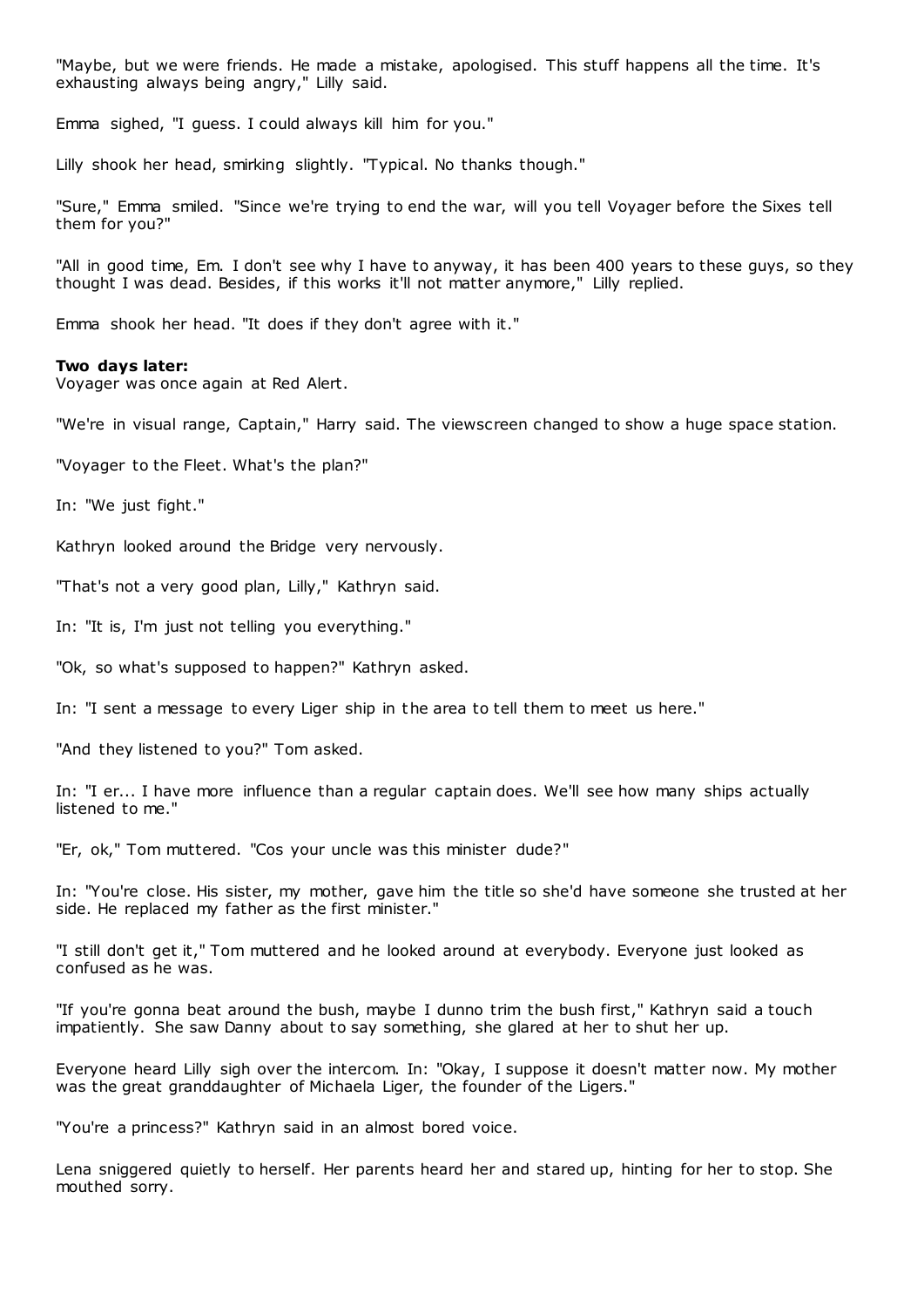"Maybe, but we were friends. He made a mistake, apologised. This stuff happens all the time. It's exhausting always being angry," Lilly said.

Emma sighed, "I guess. I could always kill him for you."

Lilly shook her head, smirking slightly. "Typical. No thanks though."

"Sure," Emma smiled. "Since we're trying to end the war, will you tell Voyager before the Sixes tell them for you?"

"All in good time, Em. I don't see why I have to anyway, it has been 400 years to these guys, so they thought I was dead. Besides, if this works it'll not matter anymore," Lilly replied.

Emma shook her head. "It does if they don't agree with it."

**Two days later:**
Voyager was once again at Red Alert.

"We're in visual range, Captain," Harry said. The viewscreen changed to show a huge space station.

"Voyager to the Fleet. What's the plan?"

In: "We just fight."

Kathryn looked around the Bridge very nervously.

"That's not a very good plan, Lilly," Kathryn said.

In: "It is, I'm just not telling you everything."

"Ok, so what's supposed to happen?" Kathryn asked.

In: "I sent a message to every Liger ship in the area to tell them to meet us here."

"And they listened to you?" Tom asked.

In: "I er... I have more influence than a regular captain does. We'll see how many ships actually listened to me."

"Er, ok," Tom muttered. "Cos your uncle was this minister dude?"

In: "You're close. His sister, my mother, gave him the title so she'd have someone she trusted at her side. He replaced my father as the first minister."

"I still don't get it," Tom muttered and he looked around at everybody. Everyone just looked as confused as he was.

"If you're gonna beat around the bush, maybe I dunno trim the bush first," Kathryn said a touch impatiently. She saw Danny about to say something, she glared at her to shut her up.

Everyone heard Lilly sigh over the intercom. In: "Okay, I suppose it doesn't matter now. My mother was the great granddaughter of Michaela Liger, the founder of the Ligers."

"You're a princess?" Kathryn said in an almost bored voice.

Lena sniggered quietly to herself. Her parents heard her and stared up, hinting for her to stop. She mouthed sorry.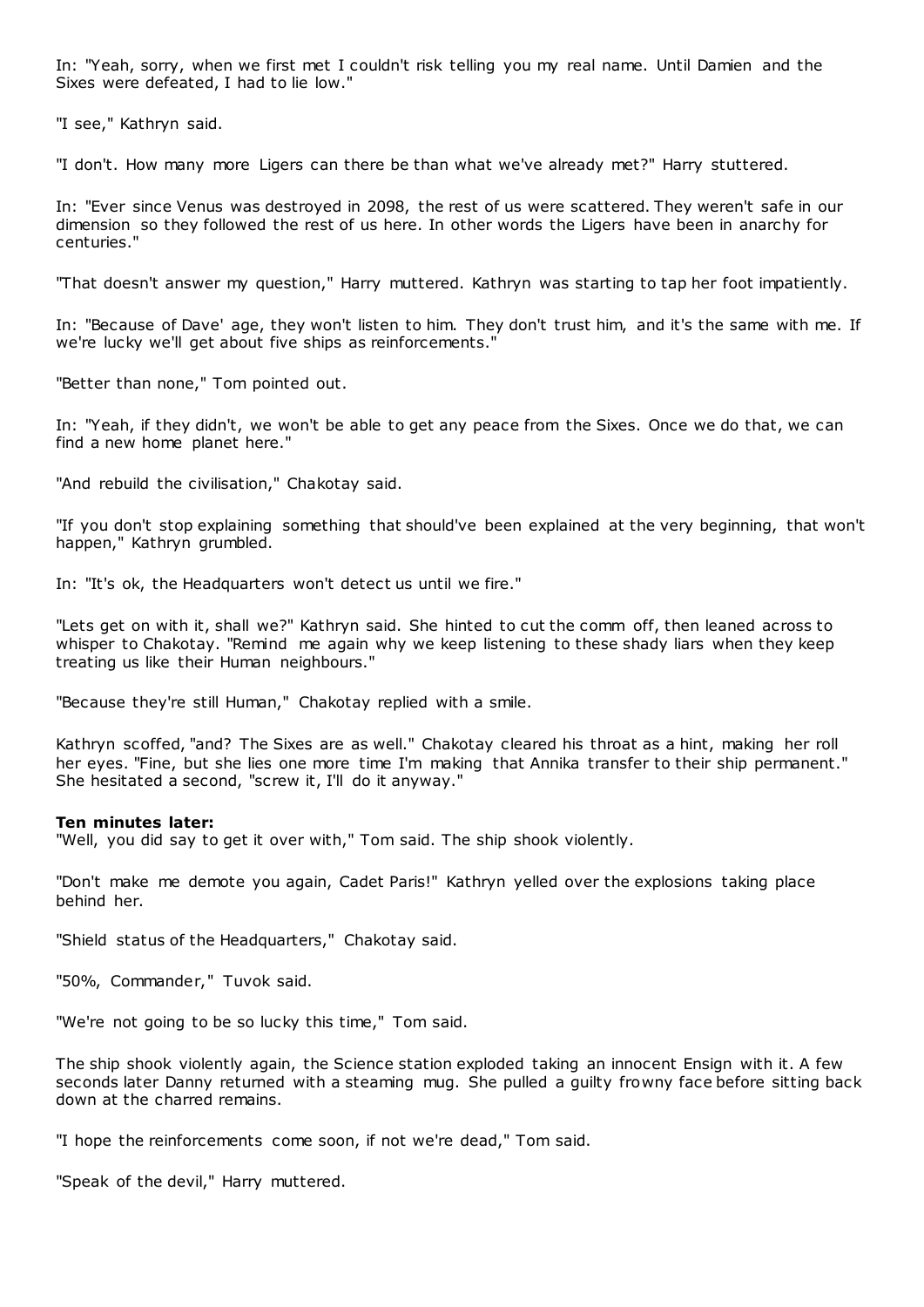In: "Yeah, sorry, when we first met I couldn't risk telling you my real name. Until Damien and the Sixes were defeated, I had to lie low."

"I see," Kathryn said.

"I don't. How many more Ligers can there be than what we've already met?" Harry stuttered.

In: "Ever since Venus was destroyed in 2098, the rest of us were scattered. They weren't safe in our dimension so they followed the rest of us here. In other words the Ligers have been in anarchy for centuries."

"That doesn't answer my question," Harry muttered. Kathryn was starting to tap her foot impatiently.

In: "Because of Dave' age, they won't listen to him. They don't trust him, and it's the same with me. If we're lucky we'll get about five ships as reinforcements."

"Better than none," Tom pointed out.

In: "Yeah, if they didn't, we won't be able to get any peace from the Sixes. Once we do that, we can find a new home planet here."

"And rebuild the civilisation," Chakotay said.

"If you don't stop explaining something that should've been explained at the very beginning, that won't happen," Kathryn grumbled.

In: "It's ok, the Headquarters won't detect us until we fire."

"Lets get on with it, shall we?" Kathryn said. She hinted to cut the comm off, then leaned across to whisper to Chakotay. "Remind me again why we keep listening to these shady liars when they keep treating us like their Human neighbours."

"Because they're still Human," Chakotay replied with a smile.

Kathryn scoffed, "and? The Sixes are as well." Chakotay cleared his throat as a hint, making her roll her eyes. "Fine, but she lies one more time I'm making that Annika transfer to their ship permanent." She hesitated a second, "screw it, I'll do it anyway."

**Ten minutes later:**

"Well, you did say to get it over with," Tom said. The ship shook violently.

"Don't make me demote you again, Cadet Paris!" Kathryn yelled over the explosions taking place behind her.

"Shield status of the Headquarters," Chakotay said.

"50%, Commander," Tuvok said.

"We're not going to be so lucky this time," Tom said.

The ship shook violently again, the Science station exploded taking an innocent Ensign with it. A few seconds later Danny returned with a steaming mug. She pulled a guilty frowny face before sitting back down at the charred remains.

"I hope the reinforcements come soon, if not we're dead," Tom said.

"Speak of the devil," Harry muttered.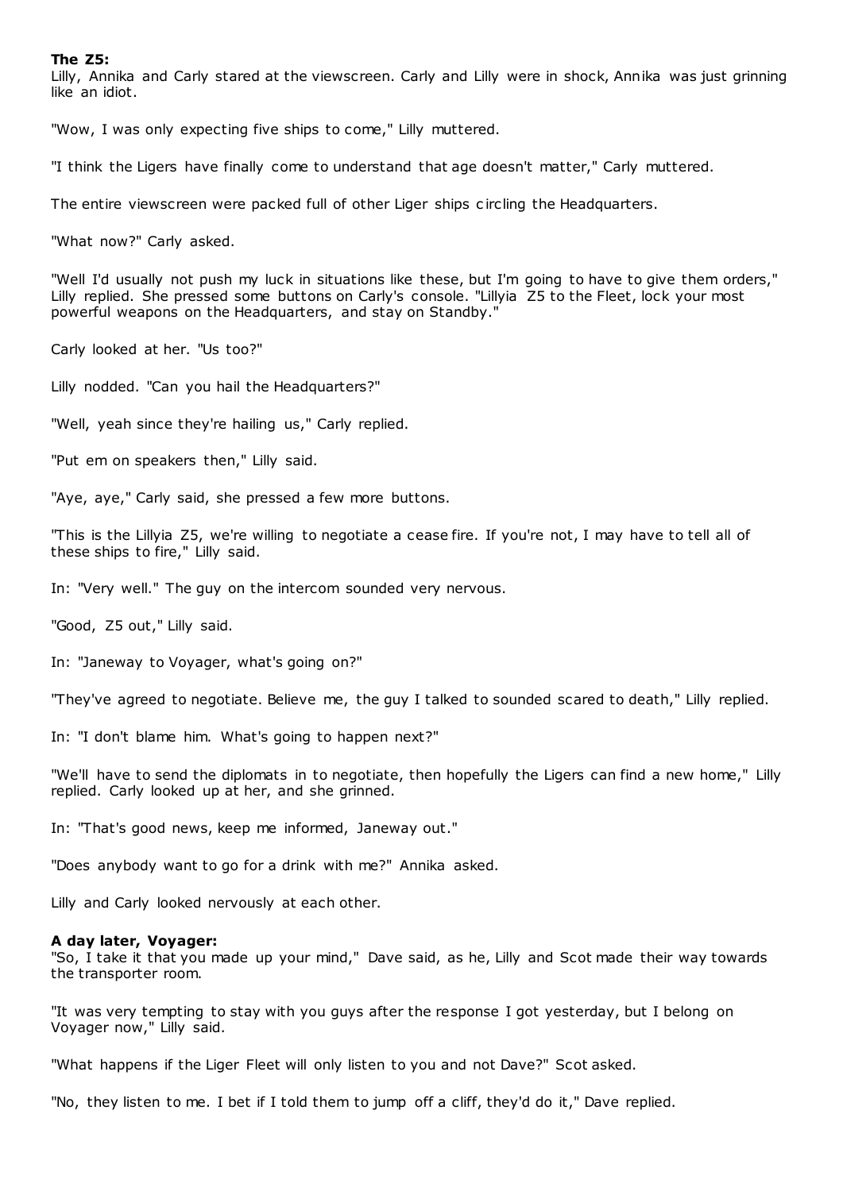**The Z5:**

Lilly, Annika and Carly stared at the viewscreen. Carly and Lilly were in shock, Annika was just grinning like an idiot.

"Wow, I was only expecting five ships to come," Lilly muttered.

"I think the Ligers have finally come to understand that age doesn't matter," Carly muttered.

The entire viewscreen were packed full of other Liger ships circling the Headquarters.

"What now?" Carly asked.

"Well I'd usually not push my luck in situations like these, but I'm going to have to give them orders," Lilly replied. She pressed some buttons on Carly's console. "Lillyia Z5 to the Fleet, lock your most powerful weapons on the Headquarters, and stay on Standby."

Carly looked at her. "Us too?"

Lilly nodded. "Can you hail the Headquarters?"

"Well, yeah since they're hailing us," Carly replied.

"Put em on speakers then," Lilly said.

"Aye, aye," Carly said, she pressed a few more buttons.

"This is the Lillyia Z5, we're willing to negotiate a cease fire. If you're not, I may have to tell all of these ships to fire," Lilly said.

In: "Very well." The guy on the intercom sounded very nervous.

"Good, Z5 out," Lilly said.

In: "Janeway to Voyager, what's going on?"

"They've agreed to negotiate. Believe me, the guy I talked to sounded scared to death," Lilly replied.

In: "I don't blame him. What's going to happen next?"

"We'll have to send the diplomats in to negotiate, then hopefully the Ligers can find a new home," Lilly replied. Carly looked up at her, and she grinned.

In: "That's good news, keep me informed, Janeway out."

"Does anybody want to go for a drink with me?" Annika asked.

Lilly and Carly looked nervously at each other.

**A day later, Voyager:**

"So, I take it that you made up your mind," Dave said, as he, Lilly and Scot made their way towards the transporter room.

"It was very tempting to stay with you guys after the response I got yesterday, but I belong on Voyager now," Lilly said.

"What happens if the Liger Fleet will only listen to you and not Dave?" Scot asked.

"No, they listen to me. I bet if I told them to jump off a cliff, they'd do it," Dave replied.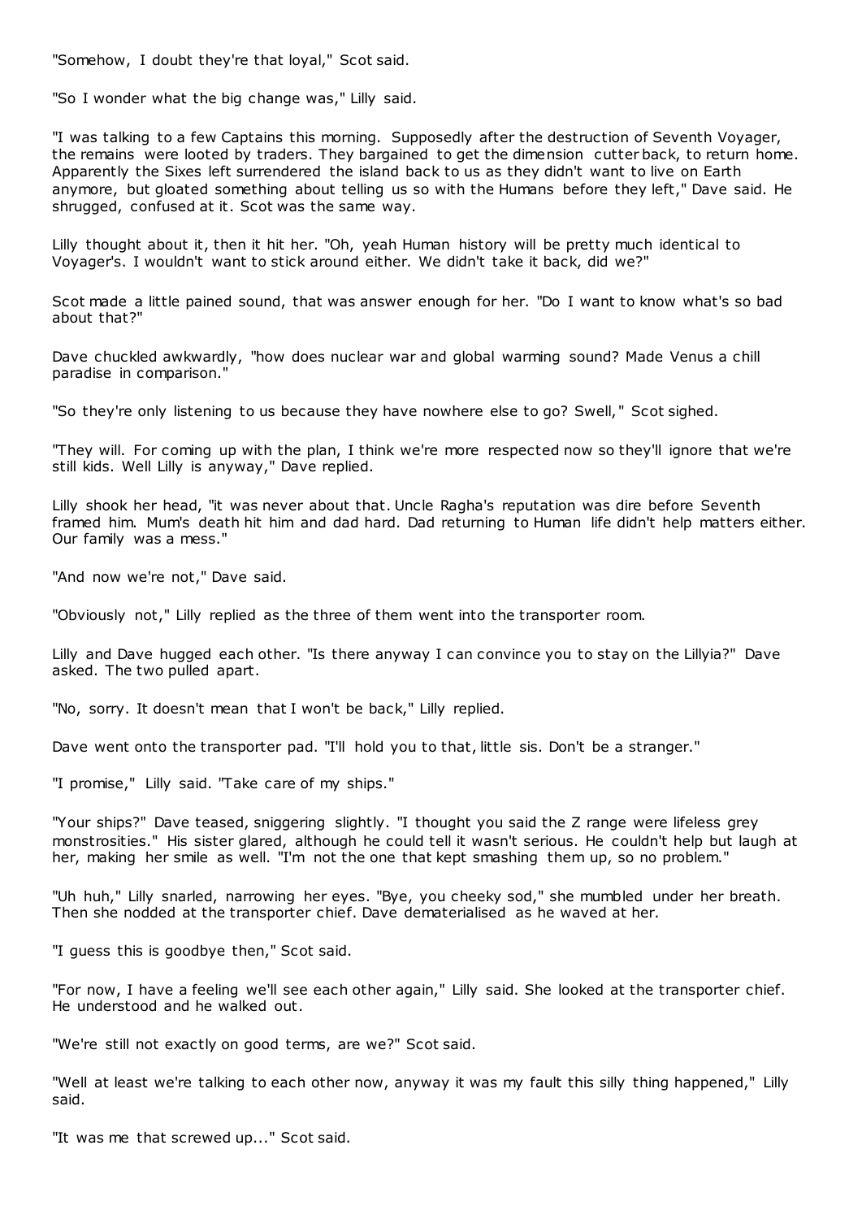"Somehow, I doubt they're that loyal," Scot said.

"So I wonder what the big change was," Lilly said.

"I was talking to a few Captains this morning. Supposedly after the destruction of Seventh Voyager, the remains were looted by traders. They bargained to get the dimension cutter back, to return home. Apparently the Sixes left surrendered the island back to us as they didn't want to live on Earth anymore, but gloated something about telling us so with the Humans before they left," Dave said. He shrugged, confused at it. Scot was the same way.

Lilly thought about it, then it hit her. "Oh, yeah Human history will be pretty much identical to Voyager's. I wouldn't want to stick around either. We didn't take it back, did we?"

Scot made a little pained sound, that was answer enough for her. "Do I want to know what's so bad about that?"

Dave chuckled awkwardly, "how does nuclear war and global warming sound? Made Venus a chill paradise in comparison."

"So they're only listening to us because they have nowhere else to go? Swell," Scot sighed.

"They will. For coming up with the plan, I think we're more respected now so they'll ignore that we're still kids. Well Lilly is anyway," Dave replied.

Lilly shook her head, "it was never about that. Uncle Ragha's reputation was dire before Seventh framed him. Mum's death hit him and dad hard. Dad returning to Human life didn't help matters either. Our family was a mess."

"And now we're not," Dave said.

"Obviously not," Lilly replied as the three of them went into the transporter room.

Lilly and Dave hugged each other. "Is there anyway I can convince you to stay on the Lillyia?" Dave asked. The two pulled apart.

"No, sorry. It doesn't mean that I won't be back," Lilly replied.

Dave went onto the transporter pad. "I'll hold you to that, little sis. Don't be a stranger."

"I promise," Lilly said. "Take care of my ships."

"Your ships?" Dave teased, sniggering slightly. "I thought you said the Z range were lifeless grey monstrosities." His sister glared, although he could tell it wasn't serious. He couldn't help but laugh at her, making her smile as well. "I'm not the one that kept smashing them up, so no problem."

"Uh huh," Lilly snarled, narrowing her eyes. "Bye, you cheeky sod," she mumbled under her breath. Then she nodded at the transporter chief. Dave dematerialised as he waved at her.

"I guess this is goodbye then," Scot said.

"For now, I have a feeling we'll see each other again," Lilly said. She looked at the transporter chief. He understood and he walked out.

"We're still not exactly on good terms, are we?" Scot said.

"Well at least we're talking to each other now, anyway it was my fault this silly thing happened," Lilly said.

"It was me that screwed up..." Scot said.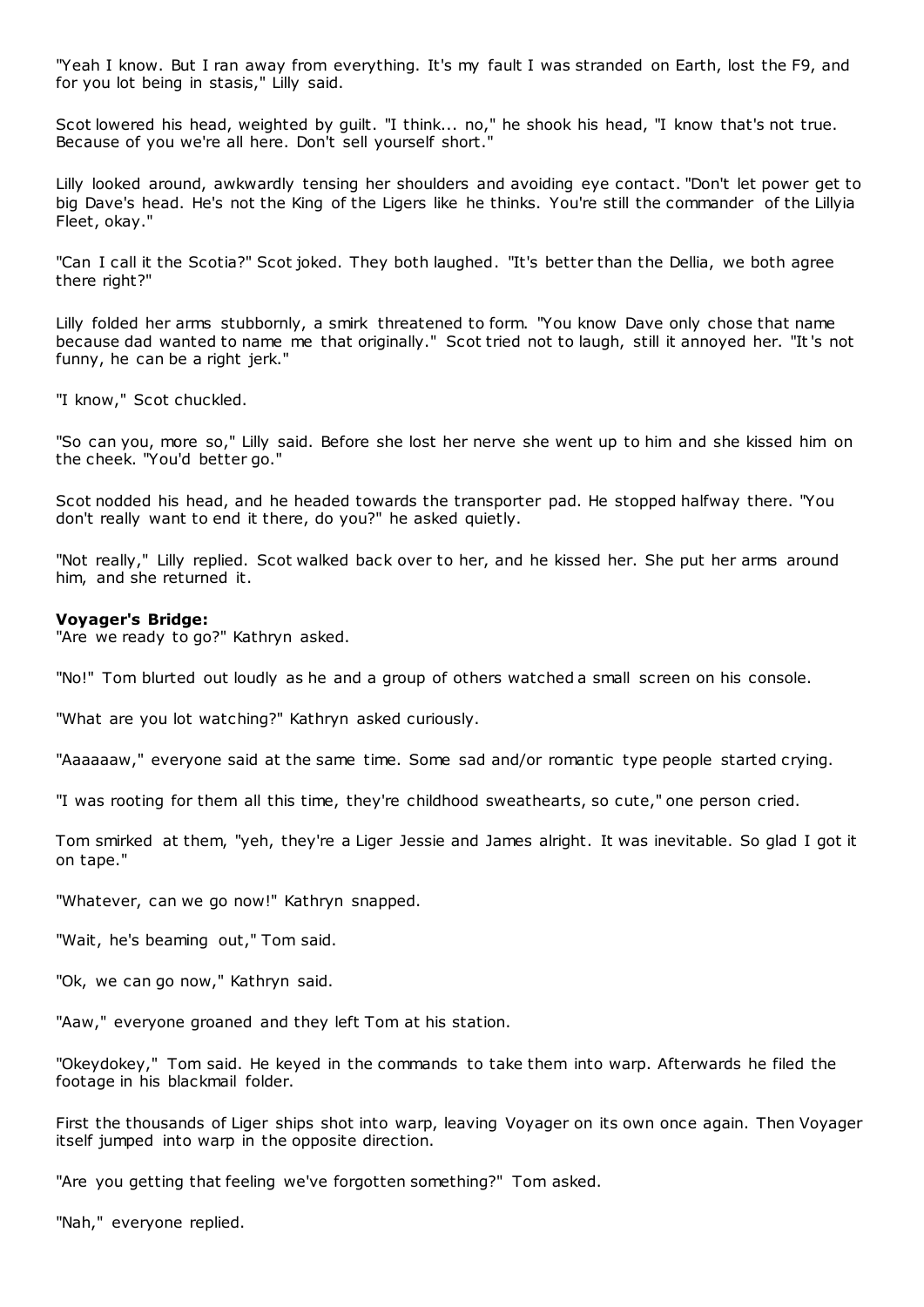"Yeah I know. But I ran away from everything. It's my fault I was stranded on Earth, lost the F9, and for you lot being in stasis," Lilly said.

Scot lowered his head, weighted by guilt. "I think... no," he shook his head, "I know that's not true. Because of you we're all here. Don't sell yourself short."

Lilly looked around, awkwardly tensing her shoulders and avoiding eye contact. "Don't let power get to big Dave's head. He's not the King of the Ligers like he thinks. You're still the commander of the Lillyia Fleet, okay."

"Can I call it the Scotia?" Scot joked. They both laughed. "It's better than the Dellia, we both agree there right?"

Lilly folded her arms stubbornly, a smirk threatened to form. "You know Dave only chose that name because dad wanted to name me that originally." Scot tried not to laugh, still it annoyed her. "It's not funny, he can be a right jerk."

"I know," Scot chuckled.

"So can you, more so," Lilly said. Before she lost her nerve she went up to him and she kissed him on the cheek. "You'd better go."

Scot nodded his head, and he headed towards the transporter pad. He stopped halfway there. "You don't really want to end it there, do you?" he asked quietly.

"Not really," Lilly replied. Scot walked back over to her, and he kissed her. She put her arms around him, and she returned it.

**Voyager's Bridge:**
"Are we ready to go?" Kathryn asked.

"No!" Tom blurted out loudly as he and a group of others watched a small screen on his console.

"What are you lot watching?" Kathryn asked curiously.

"Aaaaaaw," everyone said at the same time. Some sad and/or romantic type people started crying.

"I was rooting for them all this time, they're childhood sweathearts, so cute," one person cried.

Tom smirked at them, "yeh, they're a Liger Jessie and James alright. It was inevitable. So glad I got it on tape."

"Whatever, can we go now!" Kathryn snapped.

"Wait, he's beaming out," Tom said.

"Ok, we can go now," Kathryn said.

"Aaw," everyone groaned and they left Tom at his station.

"Okeydokey," Tom said. He keyed in the commands to take them into warp. Afterwards he filed the footage in his blackmail folder.

First the thousands of Liger ships shot into warp, leaving Voyager on its own once again. Then Voyager itself jumped into warp in the opposite direction.

"Are you getting that feeling we've forgotten something?" Tom asked.

"Nah," everyone replied.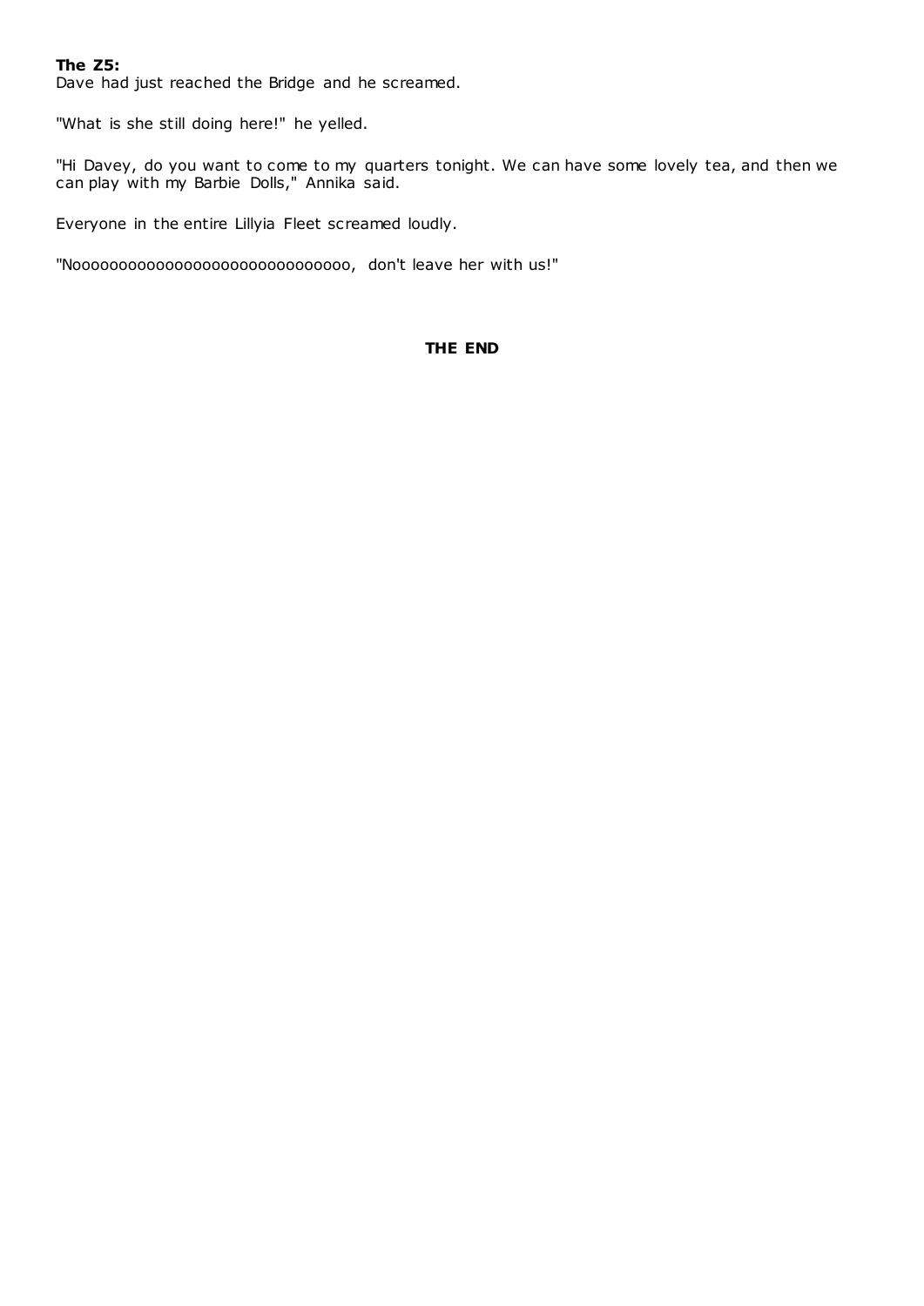**The Z5:**
Dave had just reached the Bridge and he screamed.

"What is she still doing here!" he yelled.

"Hi Davey, do you want to come to my quarters tonight. We can have some lovely tea, and then we can play with my Barbie Dolls," Annika said.

Everyone in the entire Lillyia Fleet screamed loudly.

"Noooooooooooooooooooooooooooooo, don't leave her with us!"

**THE END**